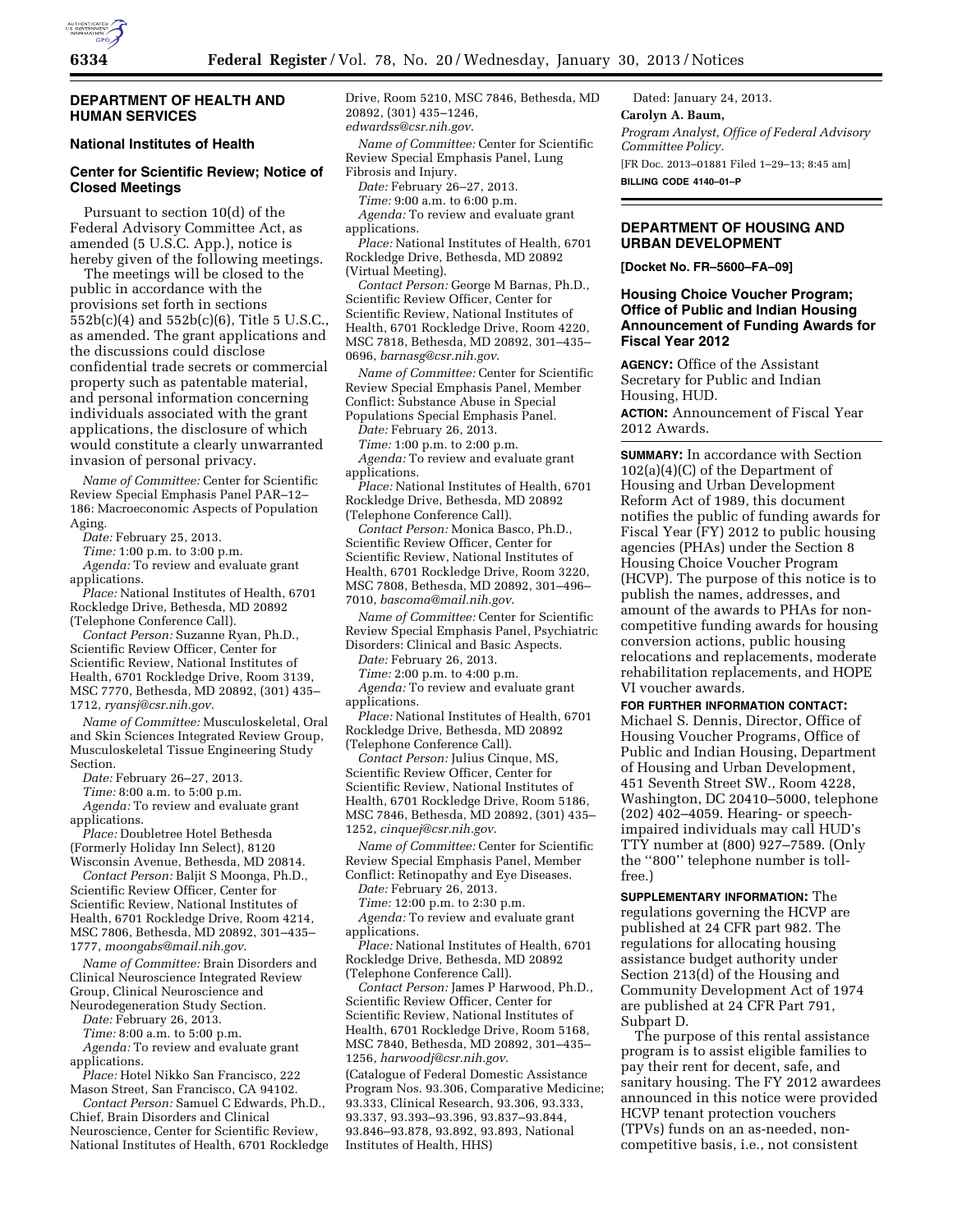## DEPARTMENT OF HEALTH AND HUMAN SERVICES

### National Institutes of Health

### Center for Scientific Review; Notice of Closed Meetings

Pursuant to section 10(d) of the Federal Advisory Committee Act, as amended (5 U.S.C. App.), notice is hereby given of the following meetings.

The meetings will be closed to the public in accordance with the provisions set forth in sections 552b(c)(4) and 552b(c)(6), Title 5 U.S.C., as amended. The grant applications and the discussions could disclose confidential trade secrets or commercial property such as patentable material, and personal information concerning individuals associated with the grant applications, the disclosure of which would constitute a clearly unwarranted invasion of personal privacy.

*Name of Committee:* Center for Scientific Review Special Emphasis Panel PAR–12–186: Macroeconomic Aspects of Population Aging.

*Date:* February 25, 2013.

*Time:* 1:00 p.m. to 3:00 p.m.

*Agenda:* To review and evaluate grant applications.

*Place:* National Institutes of Health, 6701 Rockledge Drive, Bethesda, MD 20892 (Telephone Conference Call).

*Contact Person:* Suzanne Ryan, Ph.D., Scientific Review Officer, Center for Scientific Review, National Institutes of Health, 6701 Rockledge Drive, Room 3139, MSC 7770, Bethesda, MD 20892, (301) 435–1712, *ryansj@csr.nih.gov*.

*Name of Committee:* Musculoskeletal, Oral and Skin Sciences Integrated Review Group, Musculoskeletal Tissue Engineering Study Section.

*Date:* February 26–27, 2013.

*Time:* 8:00 a.m. to 5:00 p.m.

*Agenda:* To review and evaluate grant applications.

*Place:* Doubletree Hotel Bethesda (Formerly Holiday Inn Select), 8120 Wisconsin Avenue, Bethesda, MD 20814.

*Contact Person:* Baljit S Moonga, Ph.D., Scientific Review Officer, Center for Scientific Review, National Institutes of Health, 6701 Rockledge Drive, Room 4214, MSC 7806, Bethesda, MD 20892, 301–435–1777, *moongabs@mail.nih.gov*.

*Name of Committee:* Brain Disorders and Clinical Neuroscience Integrated Review Group, Clinical Neuroscience and Neurodegeneration Study Section.

*Date:* February 26, 2013.

*Time:* 8:00 a.m. to 5:00 p.m.

*Agenda:* To review and evaluate grant applications.

*Place:* Hotel Nikko San Francisco, 222 Mason Street, San Francisco, CA 94102.

*Contact Person:* Samuel C Edwards, Ph.D., Chief, Brain Disorders and Clinical Neuroscience, Center for Scientific Review, National Institutes of Health, 6701 Rockledge Drive, Room 5210, MSC 7846, Bethesda, MD 20892, (301) 435–1246, *edwardss@csr.nih.gov*.

*Name of Committee:* Center for Scientific Review Special Emphasis Panel, Lung Fibrosis and Injury.

*Date:* February 26–27, 2013.

*Time:* 9:00 a.m. to 6:00 p.m.

*Agenda:* To review and evaluate grant applications.

*Place:* National Institutes of Health, 6701 Rockledge Drive, Bethesda, MD 20892 (Virtual Meeting).

*Contact Person:* George M Barnas, Ph.D., Scientific Review Officer, Center for Scientific Review, National Institutes of Health, 6701 Rockledge Drive, Room 4220, MSC 7818, Bethesda, MD 20892, 301–435–0696, *barnasg@csr.nih.gov*.

*Name of Committee:* Center for Scientific Review Special Emphasis Panel, Member Conflict: Substance Abuse in Special Populations Special Emphasis Panel.

*Date:* February 26, 2013.

*Time:* 1:00 p.m. to 2:00 p.m.

*Agenda:* To review and evaluate grant applications.

*Place:* National Institutes of Health, 6701 Rockledge Drive, Bethesda, MD 20892 (Telephone Conference Call).

*Contact Person:* Monica Basco, Ph.D., Scientific Review Officer, Center for Scientific Review, National Institutes of Health, 6701 Rockledge Drive, Room 3220, MSC 7808, Bethesda, MD 20892, 301–496–7010, *bascoma@mail.nih.gov*.

*Name of Committee:* Center for Scientific Review Special Emphasis Panel, Psychiatric Disorders: Clinical and Basic Aspects.

*Date:* February 26, 2013.

*Time:* 2:00 p.m. to 4:00 p.m.

*Agenda:* To review and evaluate grant applications.

*Place:* National Institutes of Health, 6701 Rockledge Drive, Bethesda, MD 20892 (Telephone Conference Call).

*Contact Person:* Julius Cinque, MS, Scientific Review Officer, Center for Scientific Review, National Institutes of Health, 6701 Rockledge Drive, Room 5186, MSC 7846, Bethesda, MD 20892, (301) 435–1252, *cinquej@csr.nih.gov*.

*Name of Committee:* Center for Scientific Review Special Emphasis Panel, Member Conflict: Retinopathy and Eye Diseases.

*Date:* February 26, 2013.

*Time:* 12:00 p.m. to 2:30 p.m.

*Agenda:* To review and evaluate grant applications.

*Place:* National Institutes of Health, 6701 Rockledge Drive, Bethesda, MD 20892 (Telephone Conference Call).

*Contact Person:* James P Harwood, Ph.D., Scientific Review Officer, Center for Scientific Review, National Institutes of Health, 6701 Rockledge Drive, Room 5168, MSC 7840, Bethesda, MD 20892, 301–435–1256, *harwoodj@csr.nih.gov*.

(Catalogue of Federal Domestic Assistance Program Nos. 93.306, Comparative Medicine; 93.333, Clinical Research, 93.306, 93.333, 93.337, 93.393–93.396, 93.837–93.844, 93.846–93.878, 93.892, 93.893, National Institutes of Health, HHS)

Dated: January 24, 2013.

**Carolyn A. Baum,**

*Program Analyst, Office of Federal Advisory Committee Policy.*

[FR Doc. 2013–01881 Filed 1–29–13; 8:45 am]

**BILLING CODE 4140–01–P**

## DEPARTMENT OF HOUSING AND URBAN DEVELOPMENT

**[Docket No. FR–5600–FA–09]**

### Housing Choice Voucher Program; Office of Public and Indian Housing Announcement of Funding Awards for Fiscal Year 2012

**AGENCY:** Office of the Assistant Secretary for Public and Indian Housing, HUD.

**ACTION:** Announcement of Fiscal Year 2012 Awards.

**SUMMARY:** In accordance with Section 102(a)(4)(C) of the Department of Housing and Urban Development Reform Act of 1989, this document notifies the public of funding awards for Fiscal Year (FY) 2012 to public housing agencies (PHAs) under the Section 8 Housing Choice Voucher Program (HCVP). The purpose of this notice is to publish the names, addresses, and amount of the awards to PHAs for non-competitive funding awards for housing conversion actions, public housing relocations and replacements, moderate rehabilitation replacements, and HOPE VI voucher awards.

**FOR FURTHER INFORMATION CONTACT:** Michael S. Dennis, Director, Office of Housing Voucher Programs, Office of Public and Indian Housing, Department of Housing and Urban Development, 451 Seventh Street SW., Room 4228, Washington, DC 20410–5000, telephone (202) 402–4059. Hearing- or speech-impaired individuals may call HUD's TTY number at (800) 927–7589. (Only the ''800'' telephone number is toll-free.)

**SUPPLEMENTARY INFORMATION:** The regulations governing the HCVP are published at 24 CFR part 982. The regulations for allocating housing assistance budget authority under Section 213(d) of the Housing and Community Development Act of 1974 are published at 24 CFR Part 791, Subpart D.

The purpose of this rental assistance program is to assist eligible families to pay their rent for decent, safe, and sanitary housing. The FY 2012 awardees announced in this notice were provided HCVP tenant protection vouchers (TPVs) funds on an as-needed, non-competitive basis, i.e., not consistent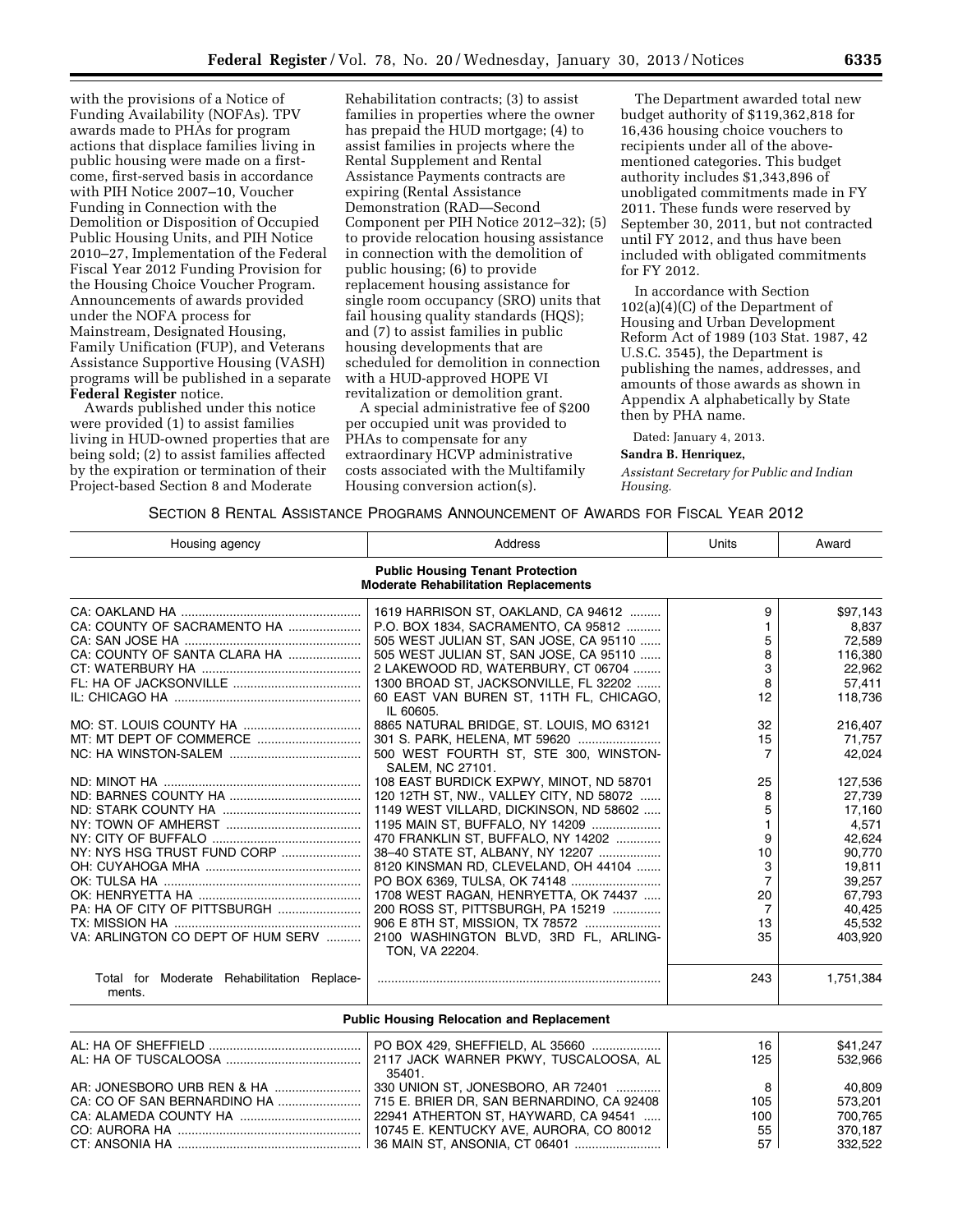with the provisions of a Notice of Funding Availability (NOFAs). TPV awards made to PHAs for program actions that displace families living in public housing were made on a first-come, first-served basis in accordance with PIH Notice 2007–10, Voucher Funding in Connection with the Demolition or Disposition of Occupied Public Housing Units, and PIH Notice 2010–27, Implementation of the Federal Fiscal Year 2012 Funding Provision for the Housing Choice Voucher Program. Announcements of awards provided under the NOFA process for Mainstream, Designated Housing, Family Unification (FUP), and Veterans Assistance Supportive Housing (VASH) programs will be published in a separate **Federal Register** notice.

Awards published under this notice were provided (1) to assist families living in HUD-owned properties that are being sold; (2) to assist families affected by the expiration or termination of their Project-based Section 8 and Moderate Rehabilitation contracts; (3) to assist families in properties where the owner has prepaid the HUD mortgage; (4) to assist families in projects where the Rental Supplement and Rental Assistance Payments contracts are expiring (Rental Assistance Demonstration (RAD—Second Component per PIH Notice 2012–32); (5) to provide relocation housing assistance in connection with the demolition of public housing; (6) to provide replacement housing assistance for single room occupancy (SRO) units that fail housing quality standards (HQS); and (7) to assist families in public housing developments that are scheduled for demolition in connection with a HUD-approved HOPE VI revitalization or demolition grant.

A special administrative fee of $200 per occupied unit was provided to PHAs to compensate for any extraordinary HCVP administrative costs associated with the Multifamily Housing conversion action(s).

The Department awarded total new budget authority of $119,362,818 for 16,436 housing choice vouchers to recipients under all of the above-mentioned categories. This budget authority includes $1,343,896 of unobligated commitments made in FY 2011. These funds were reserved by September 30, 2011, but not contracted until FY 2012, and thus have been included with obligated commitments for FY 2012.

In accordance with Section 102(a)(4)(C) of the Department of Housing and Urban Development Reform Act of 1989 (103 Stat. 1987, 42 U.S.C. 3545), the Department is publishing the names, addresses, and amounts of those awards as shown in Appendix A alphabetically by State then by PHA name.

Dated: January 4, 2013.

**Sandra B. Henriquez,**

*Assistant Secretary for Public and Indian Housing.*

SECTION 8 RENTAL ASSISTANCE PROGRAMS ANNOUNCEMENT OF AWARDS FOR FISCAL YEAR 2012

| Housing agency | Address | Units | Award |
|---|---|---|---|
| **Public Housing Tenant Protection Moderate Rehabilitation Replacements** | | | |
| CA: OAKLAND HA | 1619 HARRISON ST, OAKLAND, CA 94612 | 9 | $97,143 |
| CA: COUNTY OF SACRAMENTO HA | P.O. BOX 1834, SACRAMENTO, CA 95812 | 1 | 8,837 |
| CA: SAN JOSE HA | 505 WEST JULIAN ST, SAN JOSE, CA 95110 | 5 | 72,589 |
| CA: COUNTY OF SANTA CLARA HA | 505 WEST JULIAN ST, SAN JOSE, CA 95110 | 8 | 116,380 |
| CT: WATERBURY HA | 2 LAKEWOOD RD, WATERBURY, CT 06704 | 3 | 22,962 |
| FL: HA OF JACKSONVILLE | 1300 BROAD ST, JACKSONVILLE, FL 32202 | 8 | 57,411 |
| IL: CHICAGO HA | 60 EAST VAN BUREN ST, 11TH FL, CHICAGO, IL 60605. | 12 | 118,736 |
| MO: ST. LOUIS COUNTY HA | 8865 NATURAL BRIDGE, ST. LOUIS, MO 63121 | 32 | 216,407 |
| MT: MT DEPT OF COMMERCE | 301 S. PARK, HELENA, MT 59620 | 15 | 71,757 |
| NC: HA WINSTON-SALEM | 500 WEST FOURTH ST, STE 300, WINSTON-SALEM, NC 27101. | 7 | 42,024 |
| ND: MINOT HA | 108 EAST BURDICK EXPWY, MINOT, ND 58701 | 25 | 127,536 |
| ND: BARNES COUNTY HA | 120 12TH ST, NW., VALLEY CITY, ND 58072 | 8 | 27,739 |
| ND: STARK COUNTY HA | 1149 WEST VILLARD, DICKINSON, ND 58602 | 5 | 17,160 |
| NY: TOWN OF AMHERST | 1195 MAIN ST, BUFFALO, NY 14209 | 1 | 4,571 |
| NY: CITY OF BUFFALO | 470 FRANKLIN ST, BUFFALO, NY 14202 | 9 | 42,624 |
| NY: NYS HSG TRUST FUND CORP | 38–40 STATE ST, ALBANY, NY 12207 | 10 | 90,770 |
| OH: CUYAHOGA MHA | 8120 KINSMAN RD, CLEVELAND, OH 44104 | 3 | 19,811 |
| OK: TULSA HA | PO BOX 6369, TULSA, OK 74148 | 7 | 39,257 |
| OK: HENRYETTA HA | 1708 WEST RAGAN, HENRYETTA, OK 74437 | 20 | 67,793 |
| PA: HA OF CITY OF PITTSBURGH | 200 ROSS ST, PITTSBURGH, PA 15219 | 7 | 40,425 |
| TX: MISSION HA | 906 E 8TH ST, MISSION, TX 78572 | 13 | 45,532 |
| VA: ARLINGTON CO DEPT OF HUM SERV | 2100 WASHINGTON BLVD, 3RD FL, ARLINGTON, VA 22204. | 35 | 403,920 |
| Total for Moderate Rehabilitation Replacements. | | 243 | 1,751,384 |
| **Public Housing Relocation and Replacement** | | | |
| AL: HA OF SHEFFIELD | PO BOX 429, SHEFFIELD, AL 35660 | 16 | $41,247 |
| AL: HA OF TUSCALOOSA | 2117 JACK WARNER PKWY, TUSCALOOSA, AL 35401. | 125 | 532,966 |
| AR: JONESBORO URB REN & HA | 330 UNION ST, JONESBORO, AR 72401 | 8 | 40,809 |
| CA: CO OF SAN BERNARDINO HA | 715 E. BRIER DR, SAN BERNARDINO, CA 92408 | 105 | 573,201 |
| CA: ALAMEDA COUNTY HA | 22941 ATHERTON ST, HAYWARD, CA 94541 | 100 | 700,765 |
| CO: AURORA HA | 10745 E. KENTUCKY AVE, AURORA, CO 80012 | 55 | 370,187 |
| CT: ANSONIA HA | 36 MAIN ST, ANSONIA, CT 06401 | 57 | 332,522 |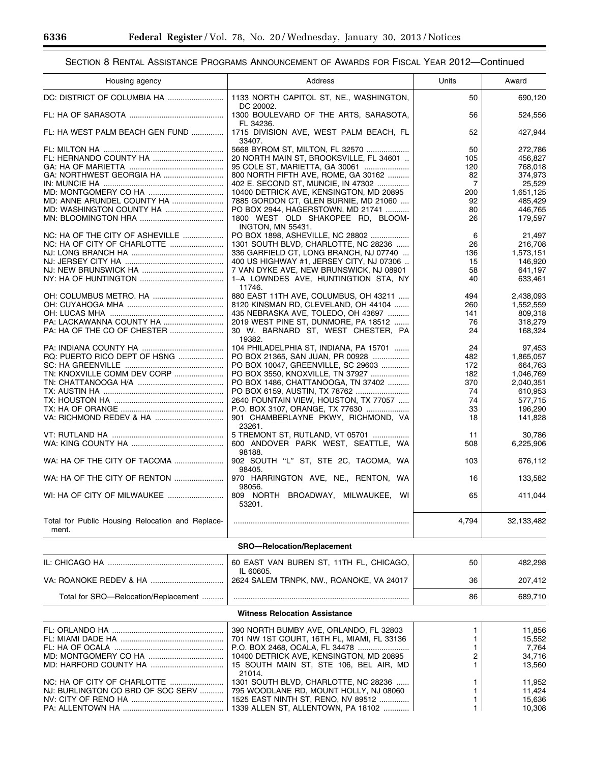## SECTION 8 RENTAL ASSISTANCE PROGRAMS ANNOUNCEMENT OF AWARDS FOR FISCAL YEAR 2012—Continued

| Housing agency | Address | Units | Award |
| --- | --- | --- | --- |
| DC: DISTRICT OF COLUMBIA HA | 1133 NORTH CAPITOL ST, NE., WASHINGTON, DC 20002. | 50 | 690,120 |
| FL: HA OF SARASOTA | 1300 BOULEVARD OF THE ARTS, SARASOTA, FL 34236. | 56 | 524,556 |
| FL: HA WEST PALM BEACH GEN FUND | 1715 DIVISION AVE, WEST PALM BEACH, FL 33407. | 52 | 427,944 |
| FL: MILTON HA | 5668 BYROM ST, MILTON, FL 32570 | 50 | 272,786 |
| FL: HERNANDO COUNTY HA | 20 NORTH MAIN ST, BROOKSVILLE, FL 34601 | 105 | 456,827 |
| GA: HA OF MARIETTA | 95 COLE ST, MARIETTA, GA 30061 | 120 | 768,018 |
| GA: NORTHWEST GEORGIA HA | 800 NORTH FIFTH AVE, ROME, GA 30162 | 82 | 374,973 |
| IN: MUNCIE HA | 402 E. SECOND ST, MUNCIE, IN 47302 | 7 | 25,529 |
| MD: MONTGOMERY CO HA | 10400 DETRICK AVE, KENSINGTON, MD 20895 | 200 | 1,651,125 |
| MD: ANNE ARUNDEL COUNTY HA | 7885 GORDON CT, GLEN BURNIE, MD 21060 | 92 | 485,429 |
| MD: WASHINGTON COUNTY HA | PO BOX 2944, HAGERSTOWN, MD 21741 | 80 | 446,765 |
| MN: BLOOMINGTON HRA | 1800 WEST OLD SHAKOPEE RD, BLOOMINGTON, MN 55431. | 26 | 179,597 |
| NC: HA OF THE CITY OF ASHEVILLE | PO BOX 1898, ASHEVILLE, NC 28802 | 6 | 21,497 |
| NC: HA OF CITY OF CHARLOTTE | 1301 SOUTH BLVD, CHARLOTTE, NC 28236 | 26 | 216,708 |
| NJ: LONG BRANCH HA | 336 GARFIELD CT, LONG BRANCH, NJ 07740 | 136 | 1,573,151 |
| NJ: JERSEY CITY HA | 400 US HIGHWAY #1, JERSEY CITY, NJ 07306 | 15 | 146,920 |
| NJ: NEW BRUNSWICK HA | 7 VAN DYKE AVE, NEW BRUNSWICK, NJ 08901 | 58 | 641,197 |
| NY: HA OF HUNTINGTON | 1–A LOWNDES AVE, HUNTINGTON STA, NY 11746. | 40 | 633,461 |
| OH: COLUMBUS METRO. HA | 880 EAST 11TH AVE, COLUMBUS, OH 43211 | 494 | 2,438,093 |
| OH: CUYAHOGA MHA | 8120 KINSMAN RD, CLEVELAND, OH 44104 | 260 | 1,552,559 |
| OH: LUCAS MHA | 435 NEBRASKA AVE, TOLEDO, OH 43697 | 141 | 809,318 |
| PA: LACKAWANNA COUNTY HA | 2019 WEST PINE ST, DUNMORE, PA 18512 | 76 | 318,279 |
| PA: HA OF THE CO OF CHESTER | 30 W. BARNARD ST, WEST CHESTER, PA 19382. | 24 | 168,324 |
| PA: INDIANA COUNTY HA | 104 PHILADELPHIA ST, INDIANA, PA 15701 | 24 | 97,453 |
| RQ: PUERTO RICO DEPT OF HSNG | PO BOX 21365, SAN JUAN, PR 00928 | 482 | 1,865,057 |
| SC: HA GREENVILLE | PO BOX 10047, GREENVILLE, SC 29603 | 172 | 664,763 |
| TN: KNOXVILLE COMM DEV CORP | PO BOX 3550, KNOXVILLE, TN 37927 | 182 | 1,046,769 |
| TN: CHATTANOOGA H/A | PO BOX 1486, CHATTANOOGA, TN 37402 | 370 | 2,040,351 |
| TX: AUSTIN HA | PO BOX 6159, AUSTIN, TX 78762 | 74 | 610,953 |
| TX: HOUSTON HA | 2640 FOUNTAIN VIEW, HOUSTON, TX 77057 | 74 | 577,715 |
| TX: HA OF ORANGE | P.O. BOX 3107, ORANGE, TX 77630 | 33 | 196,290 |
| VA: RICHMOND REDEV & HA | 901 CHAMBERLAYNE PKWY, RICHMOND, VA 23261. | 18 | 141,828 |
| VT: RUTLAND HA | 5 TREMONT ST, RUTLAND, VT 05701 | 11 | 30,786 |
| WA: KING COUNTY HA | 600 ANDOVER PARK WEST, SEATTLE, WA 98188. | 508 | 6,225,906 |
| WA: HA OF THE CITY OF TACOMA | 902 SOUTH "L" ST, STE 2C, TACOMA, WA 98405. | 103 | 676,112 |
| WA: HA OF THE CITY OF RENTON | 970 HARRINGTON AVE, NE., RENTON, WA 98056. | 16 | 133,582 |
| WI: HA OF CITY OF MILWAUKEE | 809 NORTH BROADWAY, MILWAUKEE, WI 53201. | 65 | 411,044 |
| Total for Public Housing Relocation and Replacement. | | 4,794 | 32,133,482 |
| **SRO—Relocation/Replacement** | | | |
| IL: CHICAGO HA | 60 EAST VAN BUREN ST, 11TH FL, CHICAGO, IL 60605. | 50 | 482,298 |
| VA: ROANOKE REDEV & HA | 2624 SALEM TRNPK, NW., ROANOKE, VA 24017 | 36 | 207,412 |
| Total for SRO—Relocation/Replacement | | 86 | 689,710 |
| **Witness Relocation Assistance** | | | |
| FL: ORLANDO HA | 390 NORTH BUMBY AVE, ORLANDO, FL 32803 | 1 | 11,856 |
| FL: MIAMI DADE HA | 701 NW 1ST COURT, 16TH FL, MIAMI, FL 33136 | 1 | 15,552 |
| FL: HA OF OCALA | P.O. BOX 2468, OCALA, FL 34478 | 1 | 7,764 |
| MD: MONTGOMERY CO HA | 10400 DETRICK AVE, KENSINGTON, MD 20895 | 2 | 34,716 |
| MD: HARFORD COUNTY HA | 15 SOUTH MAIN ST, STE 106, BEL AIR, MD 21014. | 1 | 13,560 |
| NC: HA OF CITY OF CHARLOTTE | 1301 SOUTH BLVD, CHARLOTTE, NC 28236 | 1 | 11,952 |
| NJ: BURLINGTON CO BRD OF SOC SERV | 795 WOODLANE RD, MOUNT HOLLY, NJ 08060 | 1 | 11,424 |
| NV: CITY OF RENO HA | 1525 EAST NINTH ST, RENO, NV 89512 | 1 | 15,636 |
| PA: ALLENTOWN HA | 1339 ALLEN ST, ALLENTOWN, PA 18102 | 1 | 10,308 |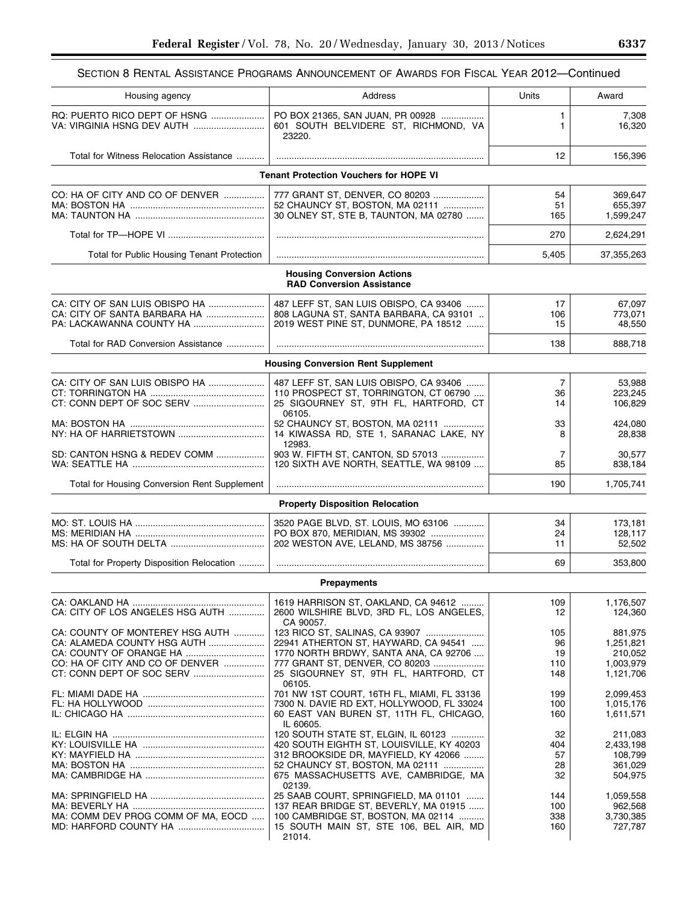## SECTION 8 RENTAL ASSISTANCE PROGRAMS ANNOUNCEMENT OF AWARDS FOR FISCAL YEAR 2012—Continued

| Housing agency | Address | Units | Award |
| --- | --- | --- | --- |
| RQ: PUERTO RICO DEPT OF HSNG | PO BOX 21365, SAN JUAN, PR 00928 | 1 | 7,308 |
| VA: VIRGINIA HSNG DEV AUTH | 601 SOUTH BELVIDERE ST, RICHMOND, VA 23220. | 1 | 16,320 |
| Total for Witness Relocation Assistance | | 12 | 156,396 |
| **Tenant Protection Vouchers for HOPE VI** | | | |
| CO: HA OF CITY AND CO OF DENVER | 777 GRANT ST, DENVER, CO 80203 | 54 | 369,647 |
| MA: BOSTON HA | 52 CHAUNCY ST, BOSTON, MA 02111 | 51 | 655,397 |
| MA: TAUNTON HA | 30 OLNEY ST, STE B, TAUNTON, MA 02780 | 165 | 1,599,247 |
| Total for TP—HOPE VI | | 270 | 2,624,291 |
| Total for Public Housing Tenant Protection | | 5,405 | 37,355,263 |
| **Housing Conversion Actions RAD Conversion Assistance** | | | |
| CA: CITY OF SAN LUIS OBISPO HA | 487 LEFF ST, SAN LUIS OBISPO, CA 93406 | 17 | 67,097 |
| CA: CITY OF SANTA BARBARA HA | 808 LAGUNA ST, SANTA BARBARA, CA 93101 | 106 | 773,071 |
| PA: LACKAWANNA COUNTY HA | 2019 WEST PINE ST, DUNMORE, PA 18512 | 15 | 48,550 |
| Total for RAD Conversion Assistance | | 138 | 888,718 |
| **Housing Conversion Rent Supplement** | | | |
| CA: CITY OF SAN LUIS OBISPO HA | 487 LEFF ST, SAN LUIS OBISPO, CA 93406 | 7 | 53,988 |
| CT: TORRINGTON HA | 110 PROSPECT ST, TORRINGTON, CT 06790 | 36 | 223,245 |
| CT: CONN DEPT OF SOC SERV | 25 SIGOURNEY ST, 9TH FL, HARTFORD, CT 06105. | 14 | 106,829 |
| MA: BOSTON HA | 52 CHAUNCY ST, BOSTON, MA 02111 | 33 | 424,080 |
| NY: HA OF HARRIETSTOWN | 14 KIWASSA RD, STE 1, SARANAC LAKE, NY 12983. | 8 | 28,838 |
| SD: CANTON HSNG & REDEV COMM | 903 W. FIFTH ST, CANTON, SD 57013 | 7 | 30,577 |
| WA: SEATTLE HA | 120 SIXTH AVE NORTH, SEATTLE, WA 98109 | 85 | 838,184 |
| Total for Housing Conversion Rent Supplement | | 190 | 1,705,741 |
| **Property Disposition Relocation** | | | |
| MO: ST. LOUIS HA | 3520 PAGE BLVD, ST. LOUIS, MO 63106 | 34 | 173,181 |
| MS: MERIDIAN HA | PO BOX 870, MERIDIAN, MS 39302 | 24 | 128,117 |
| MS: HA OF SOUTH DELTA | 202 WESTON AVE, LELAND, MS 38756 | 11 | 52,502 |
| Total for Property Disposition Relocation | | 69 | 353,800 |
| **Prepayments** | | | |
| CA: OAKLAND HA | 1619 HARRISON ST, OAKLAND, CA 94612 | 109 | 1,176,507 |
| CA: CITY OF LOS ANGELES HSG AUTH | 2600 WILSHIRE BLVD, 3RD FL, LOS ANGELES, CA 90057. | 12 | 124,360 |
| CA: COUNTY OF MONTEREY HSG AUTH | 123 RICO ST, SALINAS, CA 93907 | 105 | 881,975 |
| CA: ALAMEDA COUNTY HSG AUTH | 22941 ATHERTON ST, HAYWARD, CA 94541 | 96 | 1,251,821 |
| CA: COUNTY OF ORANGE HA | 1770 NORTH BRDWY, SANTA ANA, CA 92706 | 19 | 210,052 |
| CO: HA OF CITY AND CO OF DENVER | 777 GRANT ST, DENVER, CO 80203 | 110 | 1,003,979 |
| CT: CONN DEPT OF SOC SERV | 25 SIGOURNEY ST, 9TH FL, HARTFORD, CT 06105. | 148 | 1,121,706 |
| FL: MIAMI DADE HA | 701 NW 1ST COURT, 16TH FL, MIAMI, FL 33136 | 199 | 2,099,453 |
| FL: HA HOLLYWOOD | 7300 N. DAVIE RD EXT, HOLLYWOOD, FL 33024 | 100 | 1,015,176 |
| IL: CHICAGO HA | 60 EAST VAN BUREN ST, 11TH FL, CHICAGO, IL 60605. | 160 | 1,611,571 |
| IL: ELGIN HA | 120 SOUTH STATE ST, ELGIN, IL 60123 | 32 | 211,083 |
| KY: LOUISVILLE HA | 420 SOUTH EIGHTH ST, LOUISVILLE, KY 40203 | 404 | 2,433,198 |
| KY: MAYFIELD HA | 312 BROOKSIDE DR, MAYFIELD, KY 42066 | 57 | 108,799 |
| MA: BOSTON HA | 52 CHAUNCY ST, BOSTON, MA 02111 | 28 | 361,029 |
| MA: CAMBRIDGE HA | 675 MASSACHUSETTS AVE, CAMBRIDGE, MA 02139. | 32 | 504,975 |
| MA: SPRINGFIELD HA | 25 SAAB COURT, SPRINGFIELD, MA 01101 | 144 | 1,059,558 |
| MA: BEVERLY HA | 137 REAR BRIDGE ST, BEVERLY, MA 01915 | 100 | 962,568 |
| MA: COMM DEV PROG COMM OF MA, EOCD | 100 CAMBRIDGE ST, BOSTON, MA 02114 | 338 | 3,730,385 |
| MD: HARFORD COUNTY HA | 15 SOUTH MAIN ST, STE 106, BEL AIR, MD 21014. | 160 | 727,787 |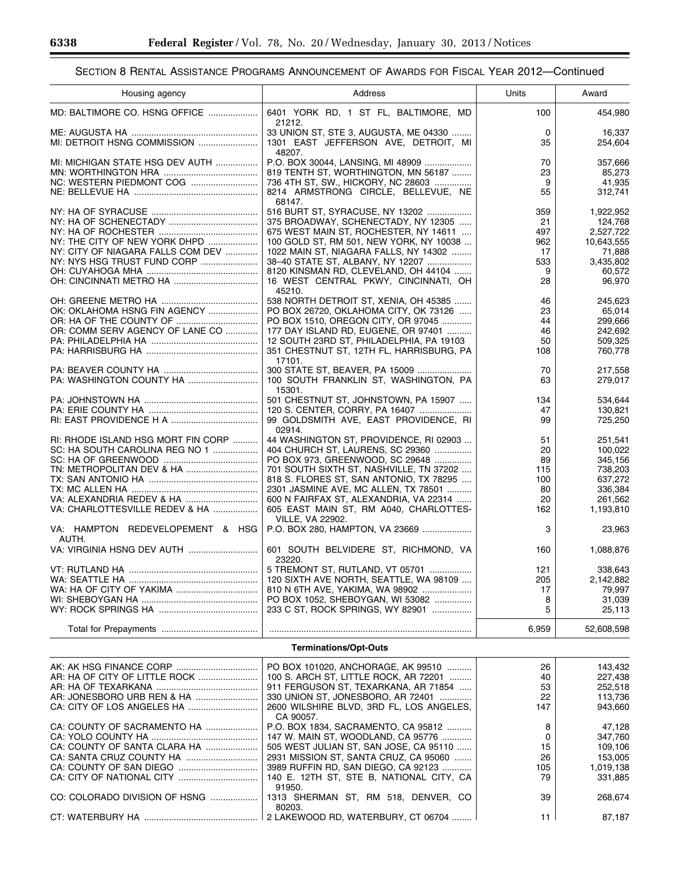## SECTION 8 RENTAL ASSISTANCE PROGRAMS ANNOUNCEMENT OF AWARDS FOR FISCAL YEAR 2012—Continued

| Housing agency | Address | Units | Award |
|---|---|---|---|
| MD: BALTIMORE CO. HSNG OFFICE | 6401 YORK RD, 1 ST FL, BALTIMORE, MD 21212. | 100 | 454,980 |
| ME: AUGUSTA HA | 33 UNION ST, STE 3, AUGUSTA, ME 04330 | 0 | 16,337 |
| MI: DETROIT HSNG COMMISSION | 1301 EAST JEFFERSON AVE, DETROIT, MI 48207. | 35 | 254,604 |
| MI: MICHIGAN STATE HSG DEV AUTH | P.O. BOX 30044, LANSING, MI 48909 | 70 | 357,666 |
| MN: WORTHINGTON HRA | 819 TENTH ST, WORTHINGTON, MN 56187 | 23 | 85,273 |
| NC: WESTERN PIEDMONT COG | 736 4TH ST, SW., HICKORY, NC 28603 | 9 | 41,935 |
| NE: BELLEVUE HA | 8214 ARMSTRONG CIRCLE, BELLEVUE, NE 68147. | 55 | 312,741 |
| NY: HA OF SYRACUSE | 516 BURT ST, SYRACUSE, NY 13202 | 359 | 1,922,952 |
| NY: HA OF SCHENECTADY | 375 BROADWAY, SCHENECTADY, NY 12305 | 21 | 124,768 |
| NY: HA OF ROCHESTER | 675 WEST MAIN ST, ROCHESTER, NY 14611 | 497 | 2,527,722 |
| NY: THE CITY OF NEW YORK DHPD | 100 GOLD ST, RM 501, NEW YORK, NY 10038 | 962 | 10,643,555 |
| NY: CITY OF NIAGARA FALLS COM DEV | 1022 MAIN ST, NIAGARA FALLS, NY 14302 | 17 | 71,888 |
| NY: NYS HSG TRUST FUND CORP | 38–40 STATE ST, ALBANY, NY 12207 | 533 | 3,435,802 |
| OH: CUYAHOGA MHA | 8120 KINSMAN RD, CLEVELAND, OH 44104 | 9 | 60,572 |
| OH: CINCINNATI METRO HA | 16 WEST CENTRAL PKWY, CINCINNATI, OH 45210. | 28 | 96,970 |
| OH: GREENE METRO HA | 538 NORTH DETROIT ST, XENIA, OH 45385 | 46 | 245,623 |
| OK: OKLAHOMA HSNG FIN AGENCY | PO BOX 26720, OKLAHOMA CITY, OK 73126 | 23 | 65,014 |
| OR: HA OF THE COUNTY OF | PO BOX 1510, OREGON CITY, OR 97045 | 44 | 299,666 |
| OR: COMM SERV AGENCY OF LANE CO | 177 DAY ISLAND RD, EUGENE, OR 97401 | 46 | 242,692 |
| PA: PHILADELPHIA HA | 12 SOUTH 23RD ST, PHILADELPHIA, PA 19103 | 50 | 509,325 |
| PA: HARRISBURG HA | 351 CHESTNUT ST, 12TH FL, HARRISBURG, PA 17101. | 108 | 760,778 |
| PA: BEAVER COUNTY HA | 300 STATE ST, BEAVER, PA 15009 | 70 | 217,558 |
| PA: WASHINGTON COUNTY HA | 100 SOUTH FRANKLIN ST, WASHINGTON, PA 15301. | 63 | 279,017 |
| PA: JOHNSTOWN HA | 501 CHESTNUT ST, JOHNSTOWN, PA 15907 | 134 | 534,644 |
| PA: ERIE COUNTY HA | 120 S. CENTER, CORRY, PA 16407 | 47 | 130,821 |
| RI: EAST PROVIDENCE H A | 99 GOLDSMITH AVE, EAST PROVIDENCE, RI 02914. | 99 | 725,250 |
| RI: RHODE ISLAND HSG MORT FIN CORP | 44 WASHINGTON ST, PROVIDENCE, RI 02903 | 51 | 251,541 |
| SC: HA SOUTH CAROLINA REG NO 1 | 404 CHURCH ST, LAURENS, SC 29360 | 20 | 100,022 |
| SC: HA OF GREENWOOD | PO BOX 973, GREENWOOD, SC 29648 | 89 | 345,156 |
| TN: METROPOLITAN DEV & HA | 701 SOUTH SIXTH ST, NASHVILLE, TN 37202 | 115 | 738,203 |
| TX: SAN ANTONIO HA | 818 S. FLORES ST, SAN ANTONIO, TX 78295 | 100 | 637,272 |
| TX: MC ALLEN HA | 2301 JASMINE AVE, MC ALLEN, TX 78501 | 80 | 336,384 |
| VA: ALEXANDRIA REDEV & HA | 600 N FAIRFAX ST, ALEXANDRIA, VA 22314 | 20 | 261,562 |
| VA: CHARLOTTESVILLE REDEV & HA | 605 EAST MAIN ST, RM A040, CHARLOTTESVILLE, VA 22902. | 162 | 1,193,810 |
| VA: HAMPTON REDEVELOPEMENT & HSG AUTH. | P.O. BOX 280, HAMPTON, VA 23669 | 3 | 23,963 |
| VA: VIRGINIA HSNG DEV AUTH | 601 SOUTH BELVIDERE ST, RICHMOND, VA 23220. | 160 | 1,088,876 |
| VT: RUTLAND HA | 5 TREMONT ST, RUTLAND, VT 05701 | 121 | 338,643 |
| WA: SEATTLE HA | 120 SIXTH AVE NORTH, SEATTLE, WA 98109 | 205 | 2,142,882 |
| WA: HA OF CITY OF YAKIMA | 810 N 6TH AVE, YAKIMA, WA 98902 | 17 | 79,997 |
| WI: SHEBOYGAN HA | PO BOX 1052, SHEBOYGAN, WI 53082 | 8 | 31,039 |
| WY: ROCK SPRINGS HA | 233 C ST, ROCK SPRINGS, WY 82901 | 5 | 25,113 |
| Total for Prepayments | | 6,959 | 52,608,598 |
| **Terminations/Opt-Outs** | | | |
| AK: AK HSG FINANCE CORP | PO BOX 101020, ANCHORAGE, AK 99510 | 26 | 143,432 |
| AR: HA OF CITY OF LITTLE ROCK | 100 S. ARCH ST, LITTLE ROCK, AR 72201 | 40 | 227,438 |
| AR: HA OF TEXARKANA | 911 FERGUSON ST, TEXARKANA, AR 71854 | 53 | 252,518 |
| AR: JONESBORO URB REN & HA | 330 UNION ST, JONESBORO, AR 72401 | 22 | 113,736 |
| CA: CITY OF LOS ANGELES HA | 2600 WILSHIRE BLVD, 3RD FL, LOS ANGELES, CA 90057. | 147 | 943,660 |
| CA: COUNTY OF SACRAMENTO HA | P.O. BOX 1834, SACRAMENTO, CA 95812 | 8 | 47,128 |
| CA: YOLO COUNTY HA | 147 W. MAIN ST, WOODLAND, CA 95776 | 0 | 347,760 |
| CA: COUNTY OF SANTA CLARA HA | 505 WEST JULIAN ST, SAN JOSE, CA 95110 | 15 | 109,106 |
| CA: SANTA CRUZ COUNTY HA | 2931 MISSION ST, SANTA CRUZ, CA 95060 | 26 | 153,005 |
| CA: COUNTY OF SAN DIEGO | 3989 RUFFIN RD, SAN DIEGO, CA 92123 | 105 | 1,019,138 |
| CA: CITY OF NATIONAL CITY | 140 E. 12TH ST, STE B, NATIONAL CITY, CA 91950. | 79 | 331,885 |
| CO: COLORADO DIVISION OF HSNG | 1313 SHERMAN ST, RM 518, DENVER, CO 80203. | 39 | 268,674 |
| CT: WATERBURY HA | 2 LAKEWOOD RD, WATERBURY, CT 06704 | 11 | 87,187 |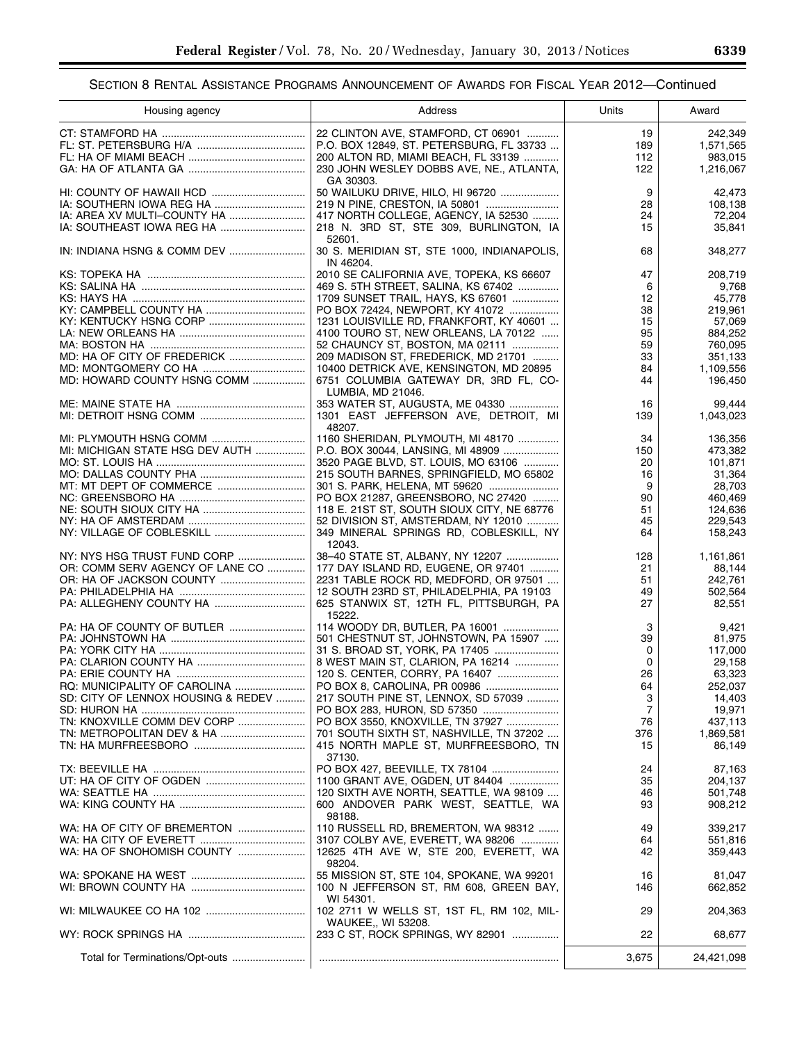## SECTION 8 RENTAL ASSISTANCE PROGRAMS ANNOUNCEMENT OF AWARDS FOR FISCAL YEAR 2012—Continued

| Housing agency | Address | Units | Award |
|---|---|---|---|
| CT: STAMFORD HA | 22 CLINTON AVE, STAMFORD, CT 06901 | 19 | 242,349 |
| FL: ST. PETERSBURG H/A | P.O. BOX 12849, ST. PETERSBURG, FL 33733 | 189 | 1,571,565 |
| FL: HA OF MIAMI BEACH | 200 ALTON RD, MIAMI BEACH, FL 33139 | 112 | 983,015 |
| GA: HA OF ATLANTA GA | 230 JOHN WESLEY DOBBS AVE, NE., ATLANTA, GA 30303. | 122 | 1,216,067 |
| HI: COUNTY OF HAWAII HCD | 50 WAILUKU DRIVE, HILO, HI 96720 | 9 | 42,473 |
| IA: SOUTHERN IOWA REG HA | 219 N PINE, CRESTON, IA 50801 | 28 | 108,138 |
| IA: AREA XV MULTI–COUNTY HA | 417 NORTH COLLEGE, AGENCY, IA 52530 | 24 | 72,204 |
| IA: SOUTHEAST IOWA REG HA | 218 N. 3RD ST, STE 309, BURLINGTON, IA 52601. | 15 | 35,841 |
| IN: INDIANA HSNG & COMM DEV | 30 S. MERIDIAN ST, STE 1000, INDIANAPOLIS, IN 46204. | 68 | 348,277 |
| KS: TOPEKA HA | 2010 SE CALIFORNIA AVE, TOPEKA, KS 66607 | 47 | 208,719 |
| KS: SALINA HA | 469 S. 5TH STREET, SALINA, KS 67402 | 6 | 9,768 |
| KS: HAYS HA | 1709 SUNSET TRAIL, HAYS, KS 67601 | 12 | 45,778 |
| KY: CAMPBELL COUNTY HA | PO BOX 72424, NEWPORT, KY 41072 | 38 | 219,961 |
| KY: KENTUCKY HSNG CORP | 1231 LOUISVILLE RD, FRANKFORT, KY 40601 | 15 | 57,069 |
| LA: NEW ORLEANS HA | 4100 TOURO ST, NEW ORLEANS, LA 70122 | 95 | 884,252 |
| MA: BOSTON HA | 52 CHAUNCY ST, BOSTON, MA 02111 | 59 | 760,095 |
| MD: HA OF CITY OF FREDERICK | 209 MADISON ST, FREDERICK, MD 21701 | 33 | 351,133 |
| MD: MONTGOMERY CO HA | 10400 DETRICK AVE, KENSINGTON, MD 20895 | 84 | 1,109,556 |
| MD: HOWARD COUNTY HSNG COMM | 6751 COLUMBIA GATEWAY DR, 3RD FL, COLUMBIA, MD 21046. | 44 | 196,450 |
| ME: MAINE STATE HA | 353 WATER ST, AUGUSTA, ME 04330 | 16 | 99,444 |
| MI: DETROIT HSNG COMM | 1301 EAST JEFFERSON AVE, DETROIT, MI 48207. | 139 | 1,043,023 |
| MI: PLYMOUTH HSNG COMM | 1160 SHERIDAN, PLYMOUTH, MI 48170 | 34 | 136,356 |
| MI: MICHIGAN STATE HSG DEV AUTH | P.O. BOX 30044, LANSING, MI 48909 | 150 | 473,382 |
| MO: ST. LOUIS HA | 3520 PAGE BLVD, ST. LOUIS, MO 63106 | 20 | 101,871 |
| MO: DALLAS COUNTY PHA | 215 SOUTH BARNES, SPRINGFIELD, MO 65802 | 16 | 31,364 |
| MT: MT DEPT OF COMMERCE | 301 S. PARK, HELENA, MT 59620 | 9 | 28,703 |
| NC: GREENSBORO HA | PO BOX 21287, GREENSBORO, NC 27420 | 90 | 460,469 |
| NE: SOUTH SIOUX CITY HA | 118 E. 21ST ST, SOUTH SIOUX CITY, NE 68776 | 51 | 124,636 |
| NY: HA OF AMSTERDAM | 52 DIVISION ST, AMSTERDAM, NY 12010 | 45 | 229,543 |
| NY: VILLAGE OF COBLESKILL | 349 MINERAL SPRINGS RD, COBLESKILL, NY 12043. | 64 | 158,243 |
| NY: NYS HSG TRUST FUND CORP | 38–40 STATE ST, ALBANY, NY 12207 | 128 | 1,161,861 |
| OR: COMM SERV AGENCY OF LANE CO | 177 DAY ISLAND RD, EUGENE, OR 97401 | 21 | 88,144 |
| OR: HA OF JACKSON COUNTY | 2231 TABLE ROCK RD, MEDFORD, OR 97501 | 51 | 242,761 |
| PA: PHILADELPHIA HA | 12 SOUTH 23RD ST, PHILADELPHIA, PA 19103 | 49 | 502,564 |
| PA: ALLEGHENY COUNTY HA | 625 STANWIX ST, 12TH FL, PITTSBURGH, PA 15222. | 27 | 82,551 |
| PA: HA OF COUNTY OF BUTLER | 114 WOODY DR, BUTLER, PA 16001 | 3 | 9,421 |
| PA: JOHNSTOWN HA | 501 CHESTNUT ST, JOHNSTOWN, PA 15907 | 39 | 81,975 |
| PA: YORK CITY HA | 31 S. BROAD ST, YORK, PA 17405 | 0 | 117,000 |
| PA: CLARION COUNTY HA | 8 WEST MAIN ST, CLARION, PA 16214 | 0 | 29,158 |
| PA: ERIE COUNTY HA | 120 S. CENTER, CORRY, PA 16407 | 26 | 63,323 |
| RQ: MUNICIPALITY OF CAROLINA | PO BOX 8, CAROLINA, PR 00986 | 64 | 252,037 |
| SD: CITY OF LENNOX HOUSING & REDEV | 217 SOUTH PINE ST, LENNOX, SD 57039 | 3 | 14,403 |
| SD: HURON HA | PO BOX 283, HURON, SD 57350 | 7 | 19,971 |
| TN: KNOXVILLE COMM DEV CORP | PO BOX 3550, KNOXVILLE, TN 37927 | 76 | 437,113 |
| TN: METROPOLITAN DEV & HA | 701 SOUTH SIXTH ST, NASHVILLE, TN 37202 | 376 | 1,869,581 |
| TN: HA MURFREESBORO | 415 NORTH MAPLE ST, MURFREESBORO, TN 37130. | 15 | 86,149 |
| TX: BEEVILLE HA | PO BOX 427, BEEVILLE, TX 78104 | 24 | 87,163 |
| UT: HA OF CITY OF OGDEN | 1100 GRANT AVE, OGDEN, UT 84404 | 35 | 204,137 |
| WA: SEATTLE HA | 120 SIXTH AVE NORTH, SEATTLE, WA 98109 | 46 | 501,748 |
| WA: KING COUNTY HA | 600 ANDOVER PARK WEST, SEATTLE, WA 98188. | 93 | 908,212 |
| WA: HA OF CITY OF BREMERTON | 110 RUSSELL RD, BREMERTON, WA 98312 | 49 | 339,217 |
| WA: HA CITY OF EVERETT | 3107 COLBY AVE, EVERETT, WA 98206 | 64 | 551,816 |
| WA: HA OF SNOHOMISH COUNTY | 12625 4TH AVE W, STE 200, EVERETT, WA 98204. | 42 | 359,443 |
| WA: SPOKANE HA WEST | 55 MISSION ST, STE 104, SPOKANE, WA 99201 | 16 | 81,047 |
| WI: BROWN COUNTY HA | 100 N JEFFERSON ST, RM 608, GREEN BAY, WI 54301. | 146 | 662,852 |
| WI: MILWAUKEE CO HA 102 | 102 2711 W WELLS ST, 1ST FL, RM 102, MILWAUKEE,, WI 53208. | 29 | 204,363 |
| WY: ROCK SPRINGS HA | 233 C ST, ROCK SPRINGS, WY 82901 | 22 | 68,677 |
| Total for Terminations/Opt-outs | | 3,675 | 24,421,098 |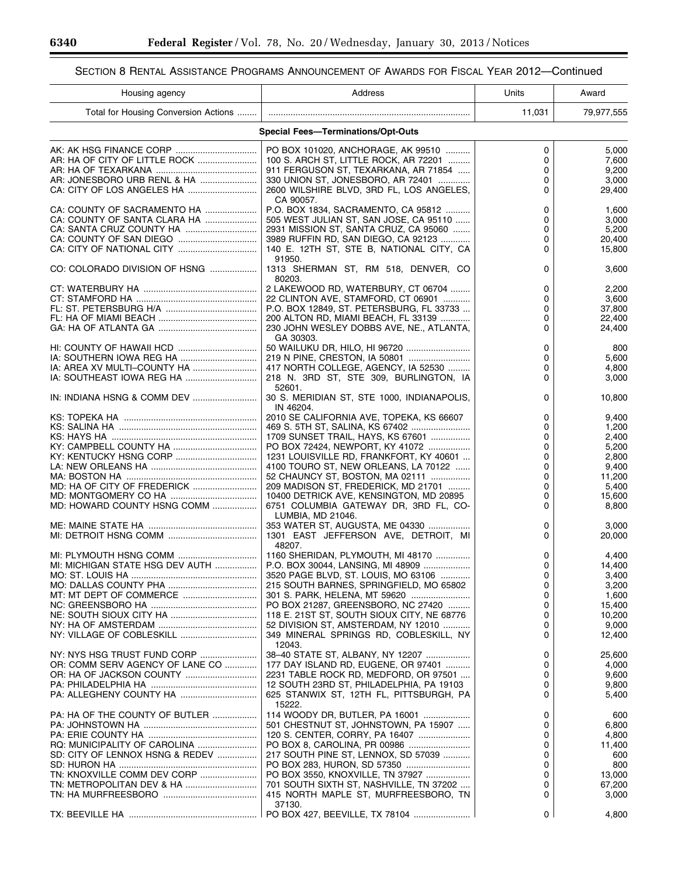## SECTION 8 RENTAL ASSISTANCE PROGRAMS ANNOUNCEMENT OF AWARDS FOR FISCAL YEAR 2012—Continued

| Housing agency | Address | Units | Award |
|---|---|---|---|
| Total for Housing Conversion Actions | | 11,031 | 79,977,555 |
| **Special Fees—Terminations/Opt-Outs** | | | |
| AK: AK HSG FINANCE CORP | PO BOX 101020, ANCHORAGE, AK 99510 | 0 | 5,000 |
| AR: HA OF CITY OF LITTLE ROCK | 100 S. ARCH ST, LITTLE ROCK, AR 72201 | 0 | 7,600 |
| AR: HA OF TEXARKANA | 911 FERGUSON ST, TEXARKANA, AR 71854 | 0 | 9,200 |
| AR: JONESBORO URB RENL & HA | 330 UNION ST, JONESBORO, AR 72401 | 0 | 3,000 |
| CA: CITY OF LOS ANGELES HA | 2600 WILSHIRE BLVD, 3RD FL, LOS ANGELES, CA 90057. | 0 | 29,400 |
| CA: COUNTY OF SACRAMENTO HA | P.O. BOX 1834, SACRAMENTO, CA 95812 | 0 | 1,600 |
| CA: COUNTY OF SANTA CLARA HA | 505 WEST JULIAN ST, SAN JOSE, CA 95110 | 0 | 3,000 |
| CA: SANTA CRUZ COUNTY HA | 2931 MISSION ST, SANTA CRUZ, CA 95060 | 0 | 5,200 |
| CA: COUNTY OF SAN DIEGO | 3989 RUFFIN RD, SAN DIEGO, CA 92123 | 0 | 20,400 |
| CA: CITY OF NATIONAL CITY | 140 E. 12TH ST, STE B, NATIONAL CITY, CA 91950. | 0 | 15,800 |
| CO: COLORADO DIVISION OF HSNG | 1313 SHERMAN ST, RM 518, DENVER, CO 80203. | 0 | 3,600 |
| CT: WATERBURY HA | 2 LAKEWOOD RD, WATERBURY, CT 06704 | 0 | 2,200 |
| CT: STAMFORD HA | 22 CLINTON AVE, STAMFORD, CT 06901 | 0 | 3,600 |
| FL: ST. PETERSBURG H/A | P.O. BOX 12849, ST. PETERSBURG, FL 33733 | 0 | 37,800 |
| FL: HA OF MIAMI BEACH | 200 ALTON RD, MIAMI BEACH, FL 33139 | 0 | 22,400 |
| GA: HA OF ATLANTA GA | 230 JOHN WESLEY DOBBS AVE, NE., ATLANTA, GA 30303. | 0 | 24,400 |
| HI: COUNTY OF HAWAII HCD | 50 WAILUKU DR, HILO, HI 96720 | 0 | 800 |
| IA: SOUTHERN IOWA REG HA | 219 N PINE, CRESTON, IA 50801 | 0 | 5,600 |
| IA: AREA XV MULTI–COUNTY HA | 417 NORTH COLLEGE, AGENCY, IA 52530 | 0 | 4,800 |
| IA: SOUTHEAST IOWA REG HA | 218 N. 3RD ST, STE 309, BURLINGTON, IA 52601. | 0 | 3,000 |
| IN: INDIANA HSNG & COMM DEV | 30 S. MERIDIAN ST, STE 1000, INDIANAPOLIS, IN 46204. | 0 | 10,800 |
| KS: TOPEKA HA | 2010 SE CALIFORNIA AVE, TOPEKA, KS 66607 | 0 | 9,400 |
| KS: SALINA HA | 469 S. 5TH ST, SALINA, KS 67402 | 0 | 1,200 |
| KS: HAYS HA | 1709 SUNSET TRAIL, HAYS, KS 67601 | 0 | 2,400 |
| KY: CAMPBELL COUNTY HA | PO BOX 72424, NEWPORT, KY 41072 | 0 | 5,200 |
| KY: KENTUCKY HSNG CORP | 1231 LOUISVILLE RD, FRANKFORT, KY 40601 | 0 | 2,800 |
| LA: NEW ORLEANS HA | 4100 TOURO ST, NEW ORLEANS, LA 70122 | 0 | 9,400 |
| MA: BOSTON HA | 52 CHAUNCY ST, BOSTON, MA 02111 | 0 | 11,200 |
| MD: HA OF CITY OF FREDERICK | 209 MADISON ST, FREDERICK, MD 21701 | 0 | 5,400 |
| MD: MONTGOMERY CO HA | 10400 DETRICK AVE, KENSINGTON, MD 20895 | 0 | 15,600 |
| MD: HOWARD COUNTY HSNG COMM | 6751 COLUMBIA GATEWAY DR, 3RD FL, COLUMBIA, MD 21046. | 0 | 8,800 |
| ME: MAINE STATE HA | 353 WATER ST, AUGUSTA, ME 04330 | 0 | 3,000 |
| MI: DETROIT HSNG COMM | 1301 EAST JEFFERSON AVE, DETROIT, MI 48207. | 0 | 20,000 |
| MI: PLYMOUTH HSNG COMM | 1160 SHERIDAN, PLYMOUTH, MI 48170 | 0 | 4,400 |
| MI: MICHIGAN STATE HSG DEV AUTH | P.O. BOX 30044, LANSING, MI 48909 | 0 | 14,400 |
| MO: ST. LOUIS HA | 3520 PAGE BLVD, ST. LOUIS, MO 63106 | 0 | 3,400 |
| MO: DALLAS COUNTY PHA | 215 SOUTH BARNES, SPRINGFIELD, MO 65802 | 0 | 3,200 |
| MT: MT DEPT OF COMMERCE | 301 S. PARK, HELENA, MT 59620 | 0 | 1,600 |
| NC: GREENSBORO HA | PO BOX 21287, GREENSBORO, NC 27420 | 0 | 15,400 |
| NE: SOUTH SIOUX CITY HA | 118 E. 21ST ST, SOUTH SIOUX CITY, NE 68776 | 0 | 10,200 |
| NY: HA OF AMSTERDAM | 52 DIVISION ST, AMSTERDAM, NY 12010 | 0 | 9,000 |
| NY: VILLAGE OF COBLESKILL | 349 MINERAL SPRINGS RD, COBLESKILL, NY 12043. | 0 | 12,400 |
| NY: NYS HSG TRUST FUND CORP | 38–40 STATE ST, ALBANY, NY 12207 | 0 | 25,600 |
| OR: COMM SERV AGENCY OF LANE CO | 177 DAY ISLAND RD, EUGENE, OR 97401 | 0 | 4,000 |
| OR: HA OF JACKSON COUNTY | 2231 TABLE ROCK RD, MEDFORD, OR 97501 | 0 | 9,600 |
| PA: PHILADELPHIA HA | 12 SOUTH 23RD ST, PHILADELPHIA, PA 19103 | 0 | 9,800 |
| PA: ALLEGHENY COUNTY HA | 625 STANWIX ST, 12TH FL, PITTSBURGH, PA 15222. | 0 | 5,400 |
| PA: HA OF THE COUNTY OF BUTLER | 114 WOODY DR, BUTLER, PA 16001 | 0 | 600 |
| PA: JOHNSTOWN HA | 501 CHESTNUT ST, JOHNSTOWN, PA 15907 | 0 | 6,800 |
| PA: ERIE COUNTY HA | 120 S. CENTER, CORRY, PA 16407 | 0 | 4,800 |
| RQ: MUNICIPALITY OF CAROLINA | PO BOX 8, CAROLINA, PR 00986 | 0 | 11,400 |
| SD: CITY OF LENNOX HSNG & REDEV | 217 SOUTH PINE ST, LENNOX, SD 57039 | 0 | 600 |
| SD: HURON HA | PO BOX 283, HURON, SD 57350 | 0 | 800 |
| TN: KNOXVILLE COMM DEV CORP | PO BOX 3550, KNOXVILLE, TN 37927 | 0 | 13,000 |
| TN: METROPOLITAN DEV & HA | 701 SOUTH SIXTH ST, NASHVILLE, TN 37202 | 0 | 67,200 |
| TN: HA MURFREESBORO | 415 NORTH MAPLE ST, MURFREESBORO, TN 37130. | 0 | 3,000 |
| TX: BEEVILLE HA | PO BOX 427, BEEVILLE, TX 78104 | 0 | 4,800 |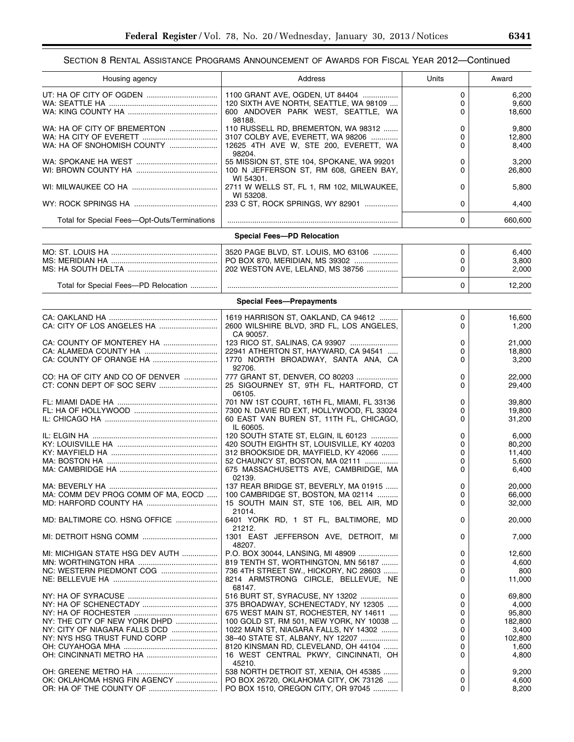SECTION 8 RENTAL ASSISTANCE PROGRAMS ANNOUNCEMENT OF AWARDS FOR FISCAL YEAR 2012—Continued

| Housing agency | Address | Units | Award |
|---|---|---|---|
| UT: HA OF CITY OF OGDEN | 1100 GRANT AVE, OGDEN, UT 84404 | 0 | 6,200 |
| WA: SEATTLE HA | 120 SIXTH AVE NORTH, SEATTLE, WA 98109 | 0 | 9,600 |
| WA: KING COUNTY HA | 600 ANDOVER PARK WEST, SEATTLE, WA 98188. | 0 | 18,600 |
| WA: HA OF CITY OF BREMERTON | 110 RUSSELL RD, BREMERTON, WA 98312 | 0 | 9,800 |
| WA: HA CITY OF EVERETT | 3107 COLBY AVE, EVERETT, WA 98206 | 0 | 12,800 |
| WA: HA OF SNOHOMISH COUNTY | 12625 4TH AVE W, STE 200, EVERETT, WA 98204. | 0 | 8,400 |
| WA: SPOKANE HA WEST | 55 MISSION ST, STE 104, SPOKANE, WA 99201 | 0 | 3,200 |
| WI: BROWN COUNTY HA | 100 N JEFFERSON ST, RM 608, GREEN BAY, WI 54301. | 0 | 26,800 |
| WI: MILWAUKEE CO HA | 2711 W WELLS ST, FL 1, RM 102, MILWAUKEE, WI 53208. | 0 | 5,800 |
| WY: ROCK SPRINGS HA | 233 C ST, ROCK SPRINGS, WY 82901 | 0 | 4,400 |
| Total for Special Fees—Opt-Outs/Terminations | | 0 | 660,600 |
| **Special Fees—PD Relocation** | | | |
| MO: ST. LOUIS HA | 3520 PAGE BLVD, ST. LOUIS, MO 63106 | 0 | 6,400 |
| MS: MERIDIAN HA | PO BOX 870, MERIDIAN, MS 39302 | 0 | 3,800 |
| MS: HA SOUTH DELTA | 202 WESTON AVE, LELAND, MS 38756 | 0 | 2,000 |
| Total for Special Fees—PD Relocation | | 0 | 12,200 |
| **Special Fees—Prepayments** | | | |
| CA: OAKLAND HA | 1619 HARRISON ST, OAKLAND, CA 94612 | 0 | 16,600 |
| CA: CITY OF LOS ANGELES HA | 2600 WILSHIRE BLVD, 3RD FL, LOS ANGELES, CA 90057. | 0 | 1,200 |
| CA: COUNTY OF MONTEREY HA | 123 RICO ST, SALINAS, CA 93907 | 0 | 21,000 |
| CA: ALAMEDA COUNTY HA | 22941 ATHERTON ST, HAYWARD, CA 94541 | 0 | 18,800 |
| CA: COUNTY OF ORANGE HA | 1770 NORTH BROADWAY, SANTA ANA, CA 92706. | 0 | 3,200 |
| CO: HA OF CITY AND CO OF DENVER | 777 GRANT ST, DENVER, CO 80203 | 0 | 22,000 |
| CT: CONN DEPT OF SOC SERV | 25 SIGOURNEY ST, 9TH FL, HARTFORD, CT 06105. | 0 | 29,400 |
| FL: MIAMI DADE HA | 701 NW 1ST COURT, 16TH FL, MIAMI, FL 33136 | 0 | 39,800 |
| FL: HA OF HOLLYWOOD | 7300 N. DAVIE RD EXT, HOLLYWOOD, FL 33024 | 0 | 19,800 |
| IL: CHICAGO HA | 60 EAST VAN BUREN ST, 11TH FL, CHICAGO, IL 60605. | 0 | 31,200 |
| IL: ELGIN HA | 120 SOUTH STATE ST, ELGIN, IL 60123 | 0 | 6,000 |
| KY: LOUISVILLE HA | 420 SOUTH EIGHTH ST, LOUISVILLE, KY 40203 | 0 | 80,200 |
| KY: MAYFIELD HA | 312 BROOKSIDE DR, MAYFIELD, KY 42066 | 0 | 11,400 |
| MA: BOSTON HA | 52 CHAUNCY ST, BOSTON, MA 02111 | 0 | 5,600 |
| MA: CAMBRIDGE HA | 675 MASSACHUSETTS AVE, CAMBRIDGE, MA 02139. | 0 | 6,400 |
| MA: BEVERLY HA | 137 REAR BRIDGE ST, BEVERLY, MA 01915 | 0 | 20,000 |
| MA: COMM DEV PROG COMM OF MA, EOCD | 100 CAMBRIDGE ST, BOSTON, MA 02114 | 0 | 66,000 |
| MD: HARFORD COUNTY HA | 15 SOUTH MAIN ST, STE 106, BEL AIR, MD 21014. | 0 | 32,000 |
| MD: BALTIMORE CO. HSNG OFFICE | 6401 YORK RD, 1 ST FL, BALTIMORE, MD 21212. | 0 | 20,000 |
| MI: DETROIT HSNG COMM | 1301 EAST JEFFERSON AVE, DETROIT, MI 48207. | 0 | 7,000 |
| MI: MICHIGAN STATE HSG DEV AUTH | P.O. BOX 30044, LANSING, MI 48909 | 0 | 12,600 |
| MN: WORTHINGTON HRA | 819 TENTH ST, WORTHINGTON, MN 56187 | 0 | 4,600 |
| NC: WESTERN PIEDMONT COG | 736 4TH STREET SW., HICKORY, NC 28603 | 0 | 800 |
| NE: BELLEVUE HA | 8214 ARMSTRONG CIRCLE, BELLEVUE, NE 68147. | 0 | 11,000 |
| NY: HA OF SYRACUSE | 516 BURT ST, SYRACUSE, NY 13202 | 0 | 69,800 |
| NY: HA OF SCHENECTADY | 375 BROADWAY, SCHENECTADY, NY 12305 | 0 | 4,000 |
| NY: HA OF ROCHESTER | 675 WEST MAIN ST, ROCHESTER, NY 14611 | 0 | 95,800 |
| NY: THE CITY OF NEW YORK DHPD | 100 GOLD ST, RM 501, NEW YORK, NY 10038 | 0 | 182,800 |
| NY: CITY OF NIAGARA FALLS DCD | 1022 MAIN ST, NIAGARA FALLS, NY 14302 | 0 | 3,400 |
| NY: NYS HSG TRUST FUND CORP | 38–40 STATE ST, ALBANY, NY 12207 | 0 | 102,800 |
| OH: CUYAHOGA MHA | 8120 KINSMAN RD, CLEVELAND, OH 44104 | 0 | 1,600 |
| OH: CINCINNATI METRO HA | 16 WEST CENTRAL PKWY, CINCINNATI, OH 45210. | 0 | 4,800 |
| OH: GREENE METRO HA | 538 NORTH DETROIT ST, XENIA, OH 45385 | 0 | 9,200 |
| OK: OKLAHOMA HSNG FIN AGENCY | PO BOX 26720, OKLAHOMA CITY, OK 73126 | 0 | 4,600 |
| OR: HA OF THE COUNTY OF | PO BOX 1510, OREGON CITY, OR 97045 | 0 | 8,200 |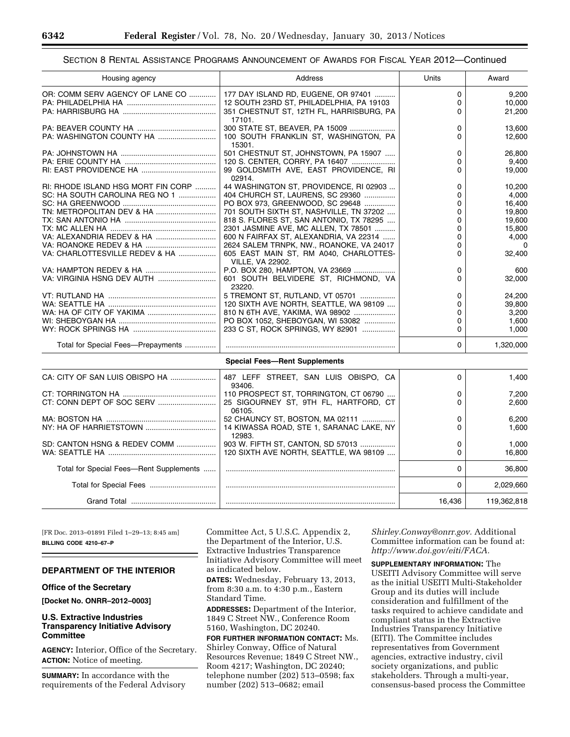SECTION 8 RENTAL ASSISTANCE PROGRAMS ANNOUNCEMENT OF AWARDS FOR FISCAL YEAR 2012—Continued

| Housing agency | Address | Units | Award |
|---|---|---|---|
| OR: COMM SERV AGENCY OF LANE CO | 177 DAY ISLAND RD, EUGENE, OR 97401 | 0 | 9,200 |
| PA: PHILADELPHIA HA | 12 SOUTH 23RD ST, PHILADELPHIA, PA 19103 | 0 | 10,000 |
| PA: HARRISBURG HA | 351 CHESTNUT ST, 12TH FL, HARRISBURG, PA 17101. | 0 | 21,200 |
| PA: BEAVER COUNTY HA | 300 STATE ST, BEAVER, PA 15009 | 0 | 13,600 |
| PA: WASHINGTON COUNTY HA | 100 SOUTH FRANKLIN ST, WASHINGTON, PA 15301. | 0 | 12,600 |
| PA: JOHNSTOWN HA | 501 CHESTNUT ST, JOHNSTOWN, PA 15907 | 0 | 26,800 |
| PA: ERIE COUNTY HA | 120 S. CENTER, CORRY, PA 16407 | 0 | 9,400 |
| RI: EAST PROVIDENCE HA | 99 GOLDSMITH AVE, EAST PROVIDENCE, RI 02914. | 0 | 19,000 |
| RI: RHODE ISLAND HSG MORT FIN CORP | 44 WASHINGTON ST, PROVIDENCE, RI 02903 | 0 | 10,200 |
| SC: HA SOUTH CAROLINA REG NO 1 | 404 CHURCH ST, LAURENS, SC 29360 | 0 | 4,000 |
| SC: HA GREENWOOD | PO BOX 973, GREENWOOD, SC 29648 | 0 | 16,400 |
| TN: METROPOLITAN DEV & HA | 701 SOUTH SIXTH ST, NASHVILLE, TN 37202 | 0 | 19,800 |
| TX: SAN ANTONIO HA | 818 S. FLORES ST, SAN ANTONIO, TX 78295 | 0 | 19,600 |
| TX: MC ALLEN HA | 2301 JASMINE AVE, MC ALLEN, TX 78501 | 0 | 15,800 |
| VA: ALEXANDRIA REDEV & HA | 600 N FAIRFAX ST, ALEXANDRIA, VA 22314 | 0 | 4,000 |
| VA: ROANOKE REDEV & HA | 2624 SALEM TRNPK, NW., ROANOKE, VA 24017 | 0 | 0 |
| VA: CHARLOTTESVILLE REDEV & HA | 605 EAST MAIN ST, RM A040, CHARLOTTES-VILLE, VA 22902. | 0 | 32,400 |
| VA: HAMPTON REDEV & HA | P.O. BOX 280, HAMPTON, VA 23669 | 0 | 600 |
| VA: VIRGINIA HSNG DEV AUTH | 601 SOUTH BELVIDERE ST, RICHMOND, VA 23220. | 0 | 32,000 |
| VT: RUTLAND HA | 5 TREMONT ST, RUTLAND, VT 05701 | 0 | 24,200 |
| WA: SEATTLE HA | 120 SIXTH AVE NORTH, SEATTLE, WA 98109 | 0 | 39,800 |
| WA: HA OF CITY OF YAKIMA | 810 N 6TH AVE, YAKIMA, WA 98902 | 0 | 3,200 |
| WI: SHEBOYGAN HA | PO BOX 1052, SHEBOYGAN, WI 53082 | 0 | 1,600 |
| WY: ROCK SPRINGS HA | 233 C ST, ROCK SPRINGS, WY 82901 | 0 | 1,000 |
| Total for Special Fees—Prepayments | | 0 | 1,320,000 |
| **Special Fees—Rent Supplements** | | | |
| CA: CITY OF SAN LUIS OBISPO HA | 487 LEFF STREET, SAN LUIS OBISPO, CA 93406. | 0 | 1,400 |
| CT: TORRINGTON HA | 110 PROSPECT ST, TORRINGTON, CT 06790 | 0 | 7,200 |
| CT: CONN DEPT OF SOC SERV | 25 SIGOURNEY ST, 9TH FL, HARTFORD, CT 06105. | 0 | 2,600 |
| MA: BOSTON HA | 52 CHAUNCY ST, BOSTON, MA 02111 | 0 | 6,200 |
| NY: HA OF HARRIETSTOWN | 14 KIWASSA ROAD, STE 1, SARANAC LAKE, NY 12983. | 0 | 1,600 |
| SD: CANTON HSNG & REDEV COMM | 903 W. FIFTH ST, CANTON, SD 57013 | 0 | 1,000 |
| WA: SEATTLE HA | 120 SIXTH AVE NORTH, SEATTLE, WA 98109 | 0 | 16,800 |
| Total for Special Fees—Rent Supplements | | 0 | 36,800 |
| Total for Special Fees | | 0 | 2,029,660 |
| Grand Total | | 16,436 | 119,362,818 |

[FR Doc. 2013–01891 Filed 1–29–13; 8:45 am]

**BILLING CODE 4210–67–P**

## DEPARTMENT OF THE INTERIOR

### Office of the Secretary

**[Docket No. ONRR–2012–0003]**

### U.S. Extractive Industries Transparency Initiative Advisory Committee

**AGENCY:** Interior, Office of the Secretary.

**ACTION:** Notice of meeting.

**SUMMARY:** In accordance with the requirements of the Federal Advisory Committee Act, 5 U.S.C. Appendix 2, the Department of the Interior, U.S. Extractive Industries Transparence Initiative Advisory Committee will meet as indicated below.

**DATES:** Wednesday, February 13, 2013, from 8:30 a.m. to 4:30 p.m., Eastern Standard Time.

**ADDRESSES:** Department of the Interior, 1849 C Street NW., Conference Room 5160, Washington, DC 20240.

**FOR FURTHER INFORMATION CONTACT:** Ms. Shirley Conway, Office of Natural Resources Revenue; 1849 C Street NW., Room 4217; Washington, DC 20240; telephone number (202) 513–0598; fax number (202) 513–0682; email *Shirley.Conway@onrr.gov.* Additional Committee information can be found at: *http://www.doi.gov/eiti/FACA.*

**SUPPLEMENTARY INFORMATION:** The USEITI Advisory Committee will serve as the initial USEITI Multi-Stakeholder Group and its duties will include consideration and fulfillment of the tasks required to achieve candidate and compliant status in the Extractive Industries Transparency Initiative (EITI). The Committee includes representatives from Government agencies, extractive industry, civil society organizations, and public stakeholders. Through a multi-year, consensus-based process the Committee